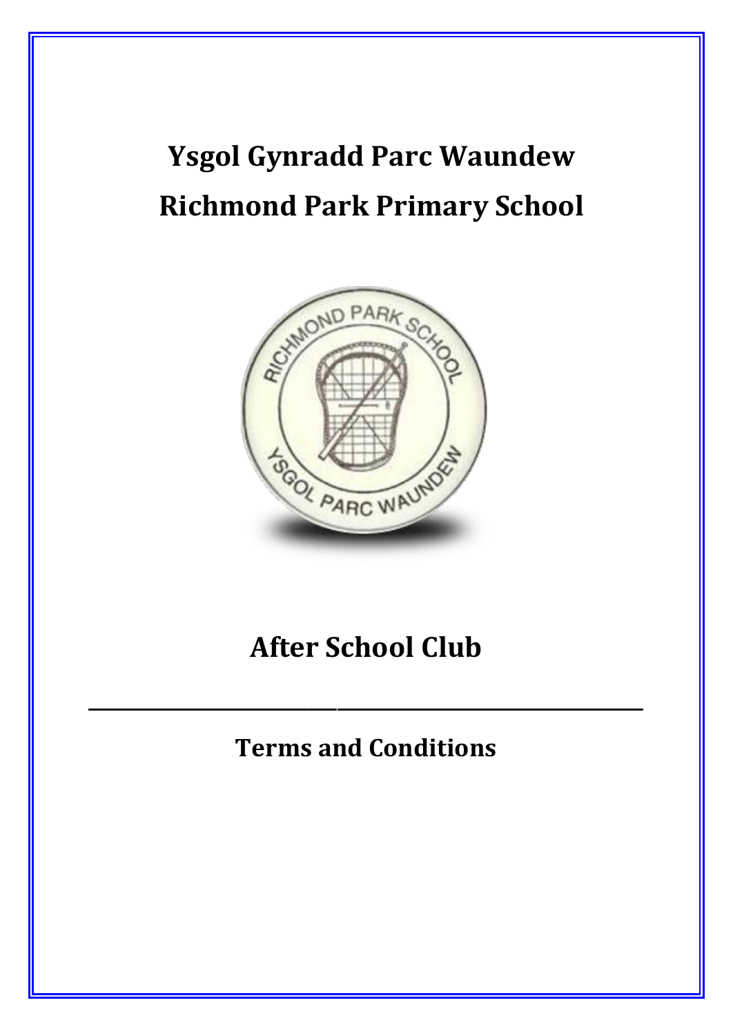# Ysgol Gynradd Parc Waundew

# Richmond Park Primary School

# After School Club

---

## Terms and Conditions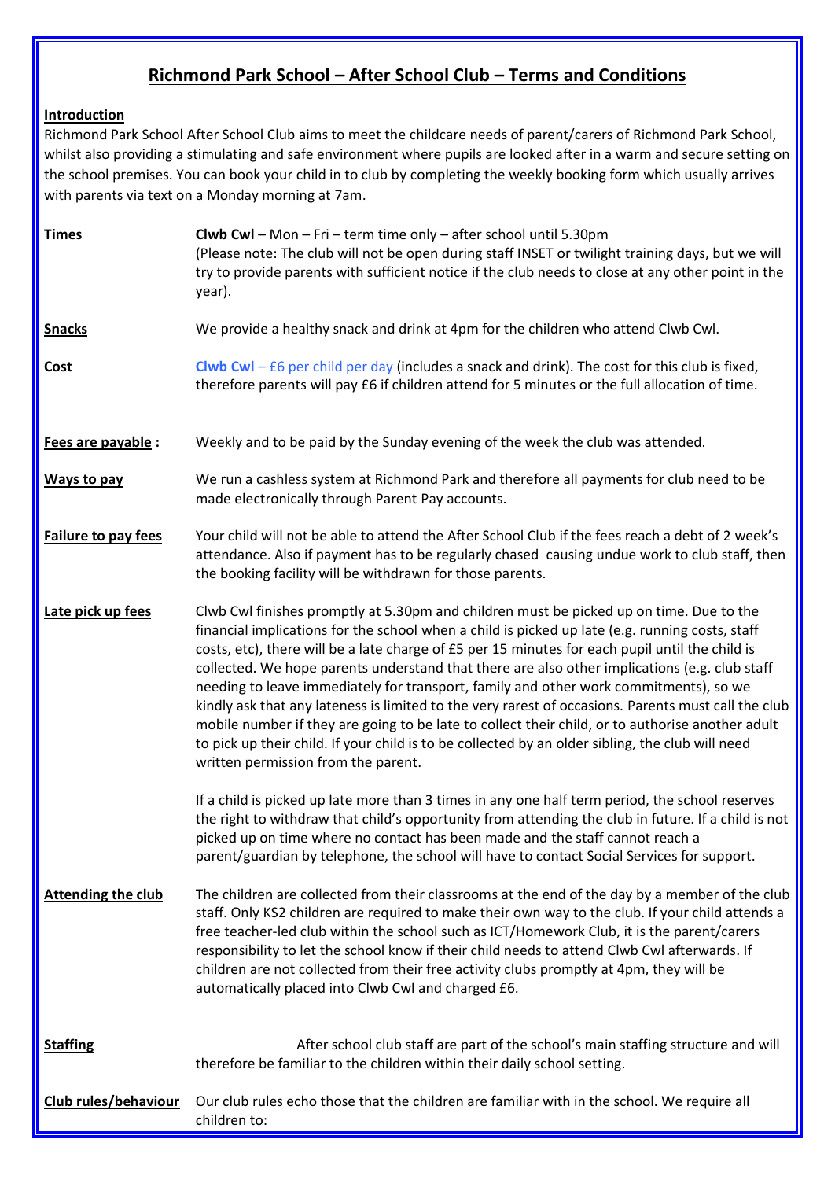# Richmond Park School – After School Club – Terms and Conditions

**Introduction**

Richmond Park School After School Club aims to meet the childcare needs of parent/carers of Richmond Park School, whilst also providing a stimulating and safe environment where pupils are looked after in a warm and secure setting on the school premises. You can book your child in to club by completing the weekly booking form which usually arrives with parents via text on a Monday morning at 7am.

**Times**

**Clwb Cwl** – Mon – Fri – term time only – after school until 5.30pm
(Please note: The club will not be open during staff INSET or twilight training days, but we will try to provide parents with sufficient notice if the club needs to close at any other point in the year).

**Snacks**

We provide a healthy snack and drink at 4pm for the children who attend Clwb Cwl.

**Cost**

**Clwb Cwl** – £6 per child per day (includes a snack and drink). The cost for this club is fixed, therefore parents will pay £6 if children attend for 5 minutes or the full allocation of time.

**Fees are payable :**

Weekly and to be paid by the Sunday evening of the week the club was attended.

**Ways to pay**

We run a cashless system at Richmond Park and therefore all payments for club need to be made electronically through Parent Pay accounts.

**Failure to pay fees**

Your child will not be able to attend the After School Club if the fees reach a debt of 2 week's attendance. Also if payment has to be regularly chased causing undue work to club staff, then the booking facility will be withdrawn for those parents.

**Late pick up fees**

Clwb Cwl finishes promptly at 5.30pm and children must be picked up on time. Due to the financial implications for the school when a child is picked up late (e.g. running costs, staff costs, etc), there will be a late charge of £5 per 15 minutes for each pupil until the child is collected. We hope parents understand that there are also other implications (e.g. club staff needing to leave immediately for transport, family and other work commitments), so we kindly ask that any lateness is limited to the very rarest of occasions. Parents must call the club mobile number if they are going to be late to collect their child, or to authorise another adult to pick up their child. If your child is to be collected by an older sibling, the club will need written permission from the parent.

If a child is picked up late more than 3 times in any one half term period, the school reserves the right to withdraw that child's opportunity from attending the club in future. If a child is not picked up on time where no contact has been made and the staff cannot reach a parent/guardian by telephone, the school will have to contact Social Services for support.

**Attending the club**

The children are collected from their classrooms at the end of the day by a member of the club staff. Only KS2 children are required to make their own way to the club. If your child attends a free teacher-led club within the school such as ICT/Homework Club, it is the parent/carers responsibility to let the school know if their child needs to attend Clwb Cwl afterwards. If children are not collected from their free activity clubs promptly at 4pm, they will be automatically placed into Clwb Cwl and charged £6.

**Staffing**

After school club staff are part of the school's main staffing structure and will therefore be familiar to the children within their daily school setting.

**Club rules/behaviour**

Our club rules echo those that the children are familiar with in the school. We require all children to: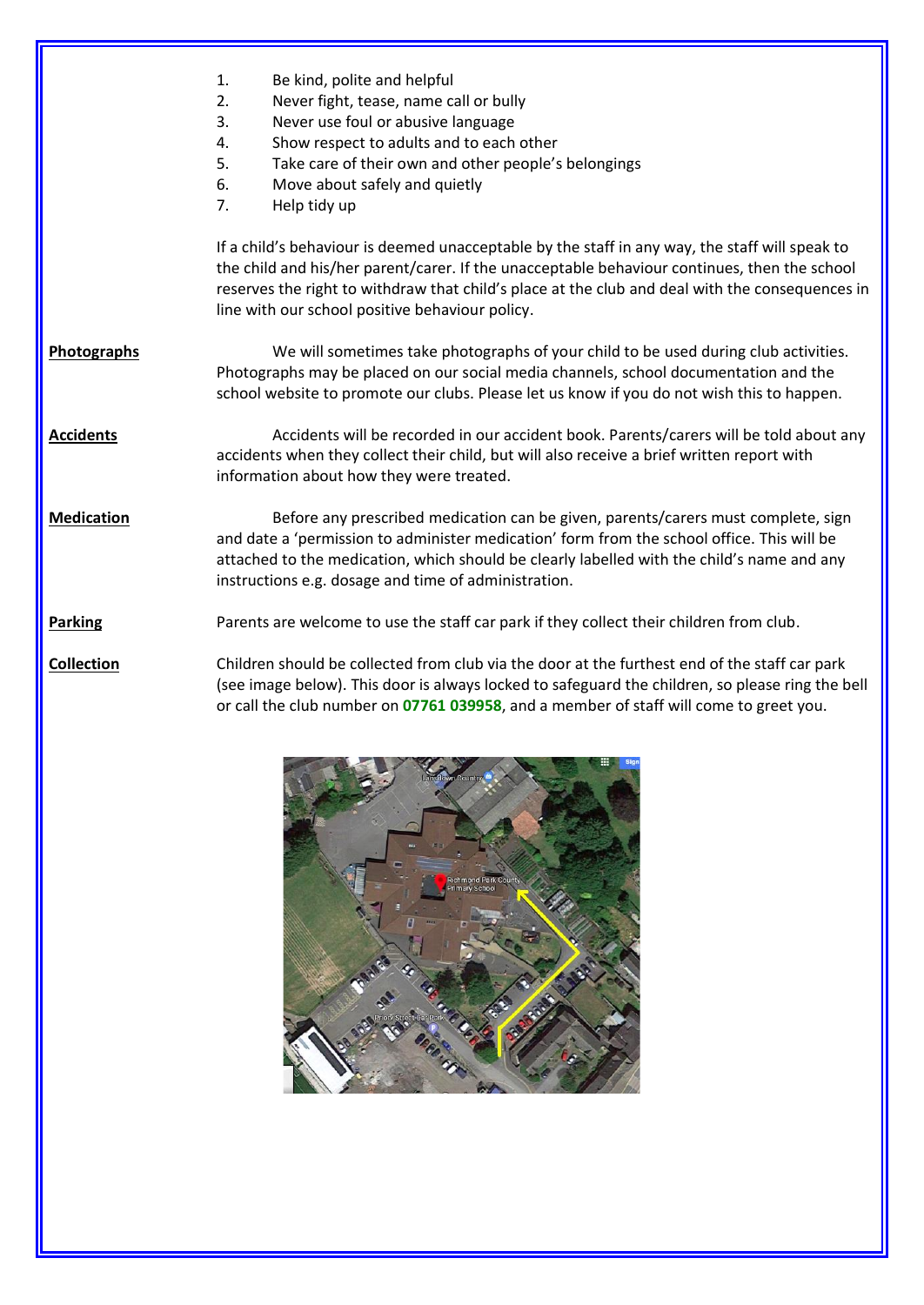1. Be kind, polite and helpful
2. Never fight, tease, name call or bully
3. Never use foul or abusive language
4. Show respect to adults and to each other
5. Take care of their own and other people's belongings
6. Move about safely and quietly
7. Help tidy up

If a child's behaviour is deemed unacceptable by the staff in any way, the staff will speak to the child and his/her parent/carer. If the unacceptable behaviour continues, then the school reserves the right to withdraw that child's place at the club and deal with the consequences in line with our school positive behaviour policy.

**Photographs**

We will sometimes take photographs of your child to be used during club activities. Photographs may be placed on our social media channels, school documentation and the school website to promote our clubs. Please let us know if you do not wish this to happen.

**Accidents**

Accidents will be recorded in our accident book. Parents/carers will be told about any accidents when they collect their child, but will also receive a brief written report with information about how they were treated.

**Medication**

Before any prescribed medication can be given, parents/carers must complete, sign and date a 'permission to administer medication' form from the school office. This will be attached to the medication, which should be clearly labelled with the child's name and any instructions e.g. dosage and time of administration.

**Parking**

Parents are welcome to use the staff car park if they collect their children from club.

**Collection**

Children should be collected from club via the door at the furthest end of the staff car park (see image below). This door is always locked to safeguard the children, so please ring the bell or call the club number on **07761 039958**, and a member of staff will come to greet you.